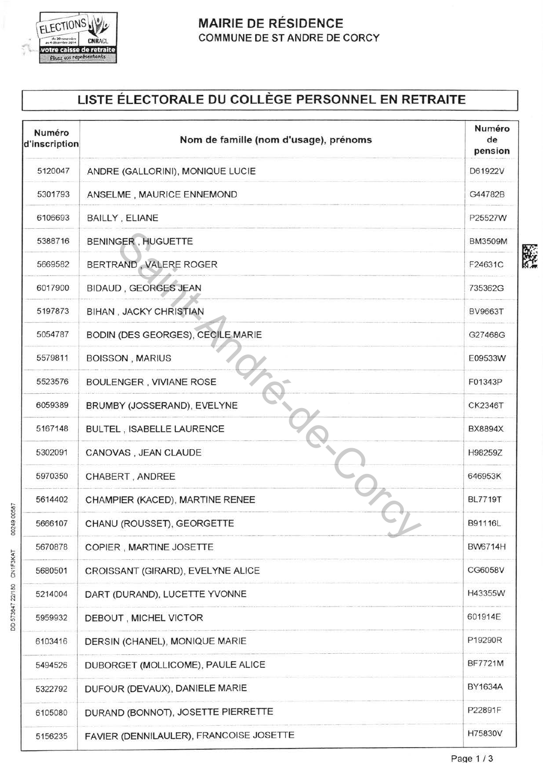# MAIRIE DE RÉSIDENCE

COMMUNE DE ST ANDRE DE CORCY

## LISTE ÉLECTORALE DU COLLÈGE PERSONNEL EN RETRAITE

| Numéro d'inscription | Nom de famille (nom d'usage), prénoms | Numéro de pension |
|---|---|---|
| 5120047 | ANDRE (GALLORINI), MONIQUE LUCIE | D61922V |
| 5301793 | ANSELME , MAURICE ENNEMOND | G44782B |
| 6106693 | BAILLY , ELIANE | P25527W |
| 5388716 | BENINGER , HUGUETTE | BM3509M |
| 5669582 | BERTRAND , VALERE ROGER | F24631C |
| 6017900 | BIDAUD , GEORGES JEAN | 735362G |
| 5197873 | BIHAN , JACKY CHRISTIAN | BV9663T |
| 5054787 | BODIN (DES GEORGES), CECILE MARIE | G27468G |
| 5579811 | BOISSON , MARIUS | E09533W |
| 5523576 | BOULENGER , VIVIANE ROSE | F01343P |
| 6059389 | BRUMBY (JOSSERAND), EVELYNE | CK2346T |
| 5167148 | BULTEL , ISABELLE LAURENCE | BX8894X |
| 5302091 | CANOVAS , JEAN CLAUDE | H98259Z |
| 5970350 | CHABERT , ANDREE | 646953K |
| 5614402 | CHAMPIER (KACED), MARTINE RENEE | BL7719T |
| 5666107 | CHANU (ROUSSET), GEORGETTE | B91116L |
| 5670878 | COPIER , MARTINE JOSETTE | BW6714H |
| 5680501 | CROISSANT (GIRARD), EVELYNE ALICE | CG6058V |
| 5214004 | DART (DURAND), LUCETTE YVONNE | H43355W |
| 5959932 | DEBOUT , MICHEL VICTOR | 601914E |
| 6103416 | DERSIN (CHANEL), MONIQUE MARIE | P19290R |
| 5494526 | DUBORGET (MOLLICOME), PAULE ALICE | BF7721M |
| 5322792 | DUFOUR (DEVAUX), DANIELE MARIE | BY1634A |
| 6105080 | DURAND (BONNOT), JOSETTE PIERRETTE | P22891F |
| 5156235 | FAVIER (DENNILAULER), FRANCOISE JOSETTE | H75830V |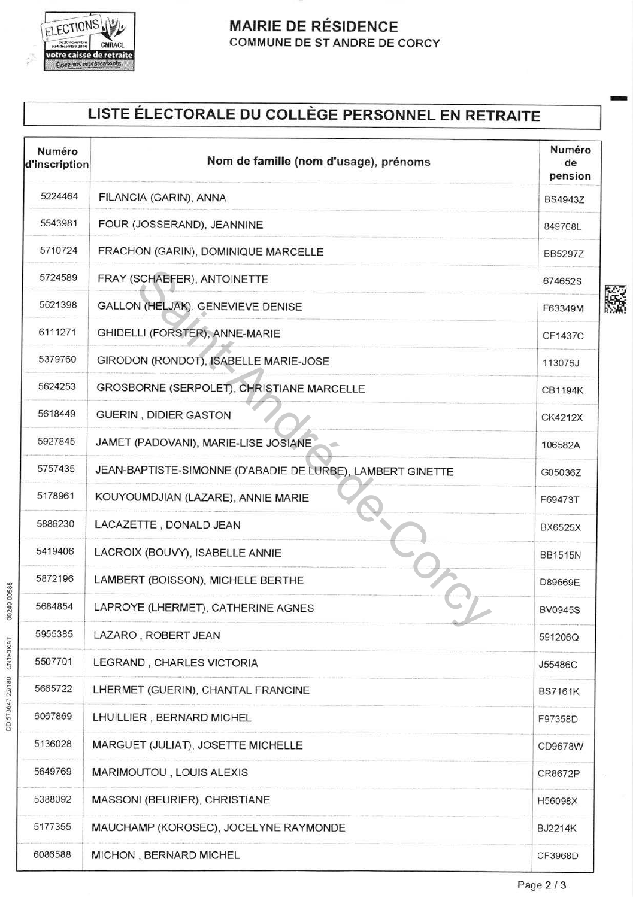# MAIRIE DE RÉSIDENCE

COMMUNE DE ST ANDRE DE CORCY

## LISTE ÉLECTORALE DU COLLÈGE PERSONNEL EN RETRAITE

| Numéro d'inscription | Nom de famille (nom d'usage), prénoms | Numéro de pension |
| --- | --- | --- |
| 5224464 | FILANCIA (GARIN), ANNA | BS4943Z |
| 5543981 | FOUR (JOSSERAND), JEANNINE | 849768L |
| 5710724 | FRACHON (GARIN), DOMINIQUE MARCELLE | BB5297Z |
| 5724589 | FRAY (SCHAEFER), ANTOINETTE | 674652S |
| 5621398 | GALLON (HELJAK), GENEVIEVE DENISE | F63349M |
| 6111271 | GHIDELLI (FORSTER), ANNE-MARIE | CF1437C |
| 5379760 | GIRODON (RONDOT), ISABELLE MARIE-JOSE | 113076J |
| 5624253 | GROSBORNE (SERPOLET), CHRISTIANE MARCELLE | CB1194K |
| 5618449 | GUERIN , DIDIER GASTON | CK4212X |
| 5927845 | JAMET (PADOVANI), MARIE-LISE JOSIANE | 106582A |
| 5757435 | JEAN-BAPTISTE-SIMONNE (D'ABADIE DE LURBE), LAMBERT GINETTE | G05036Z |
| 5178961 | KOUYOUMDJIAN (LAZARE), ANNIE MARIE | F69473T |
| 5886230 | LACAZETTE , DONALD JEAN | BX6525X |
| 5419406 | LACROIX (BOUVY), ISABELLE ANNIE | BB1515N |
| 5872196 | LAMBERT (BOISSON), MICHELE BERTHE | D89669E |
| 5684854 | LAPROYE (LHERMET), CATHERINE AGNES | BV0945S |
| 5955385 | LAZARO , ROBERT JEAN | 591206Q |
| 5507701 | LEGRAND , CHARLES VICTORIA | J55486C |
| 5665722 | LHERMET (GUERIN), CHANTAL FRANCINE | BS7161K |
| 6067869 | LHUILLIER , BERNARD MICHEL | F97358D |
| 5136028 | MARGUET (JULIAT), JOSETTE MICHELLE | CD9678W |
| 5649769 | MARIMOUTOU , LOUIS ALEXIS | CR8672P |
| 5388092 | MASSONI (BEURIER), CHRISTIANE | H56098X |
| 5177355 | MAUCHAMP (KOROSEC), JOCELYNE RAYMONDE | BJ2214K |
| 6086588 | MICHON , BERNARD MICHEL | CF3968D |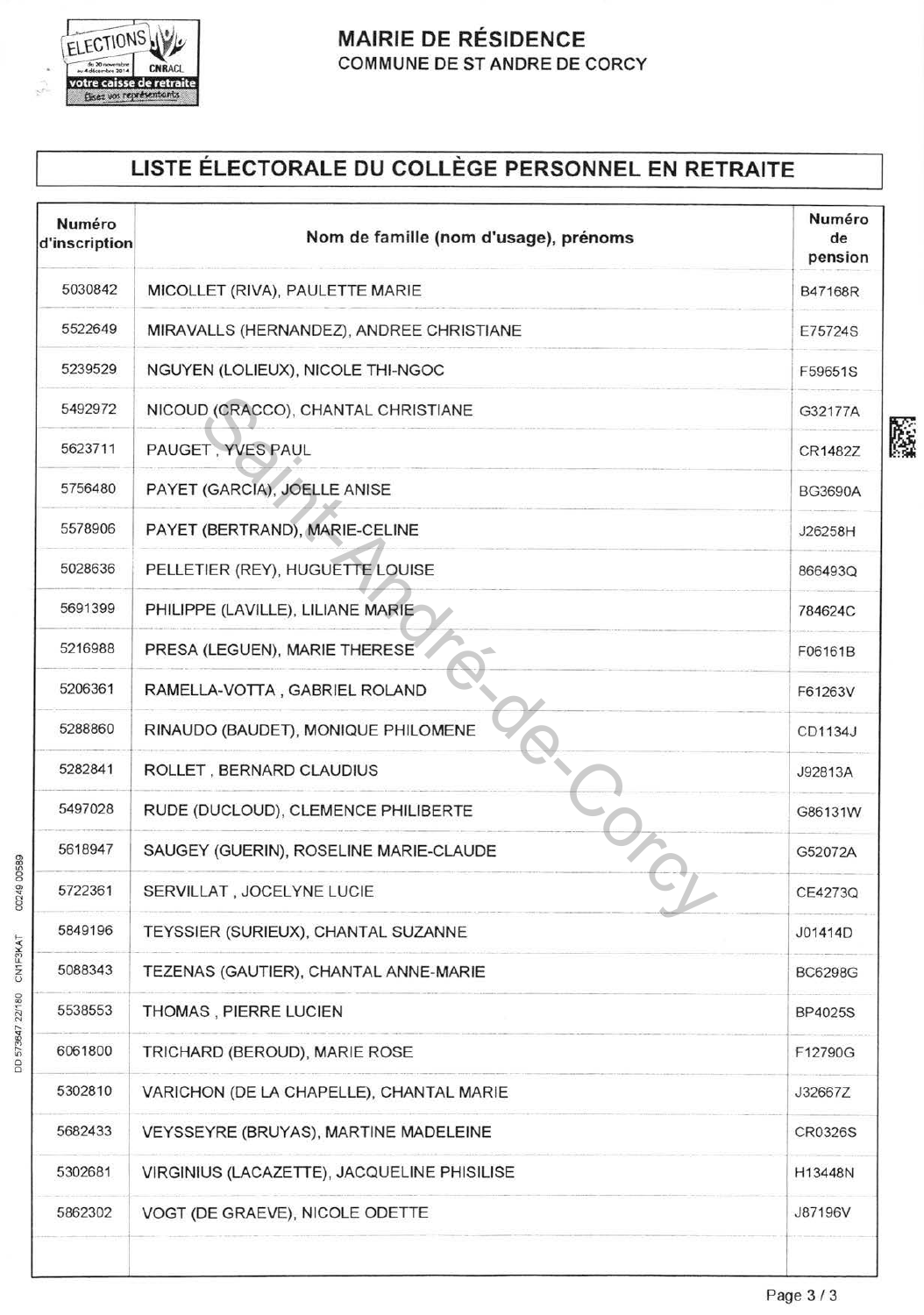ELECTIONS du 20 novembre au 4 décembre 2014 CNRACL votre caisse de retraite Élisez vos représentants

# MAIRIE DE RÉSIDENCE

COMMUNE DE ST ANDRE DE CORCY

## LISTE ÉLECTORALE DU COLLÈGE PERSONNEL EN RETRAITE

| Numéro d'inscription | Nom de famille (nom d'usage), prénoms | Numéro de pension |
|---|---|---|
| 5030842 | MICOLLET (RIVA), PAULETTE MARIE | B47168R |
| 5522649 | MIRAVALLS (HERNANDEZ), ANDREE CHRISTIANE | E75724S |
| 5239529 | NGUYEN (LOLIEUX), NICOLE THI-NGOC | F59651S |
| 5492972 | NICOUD (CRACCO), CHANTAL CHRISTIANE | G32177A |
| 5623711 | PAUGET , YVES PAUL | CR1482Z |
| 5756480 | PAYET (GARCIA), JOELLE ANISE | BG3690A |
| 5578906 | PAYET (BERTRAND), MARIE-CELINE | J26258H |
| 5028636 | PELLETIER (REY), HUGUETTE LOUISE | 866493Q |
| 5691399 | PHILIPPE (LAVILLE), LILIANE MARIE | 784624C |
| 5216988 | PRESA (LEGUEN), MARIE THERESE | F06161B |
| 5206361 | RAMELLA-VOTTA , GABRIEL ROLAND | F61263V |
| 5288860 | RINAUDO (BAUDET), MONIQUE PHILOMENE | CD1134J |
| 5282841 | ROLLET , BERNARD CLAUDIUS | J92813A |
| 5497028 | RUDE (DUCLOUD), CLEMENCE PHILIBERTE | G86131W |
| 5618947 | SAUGEY (GUERIN), ROSELINE MARIE-CLAUDE | G52072A |
| 5722361 | SERVILLAT , JOCELYNE LUCIE | CE4273Q |
| 5849196 | TEYSSIER (SURIEUX), CHANTAL SUZANNE | J01414D |
| 5088343 | TEZENAS (GAUTIER), CHANTAL ANNE-MARIE | BC6298G |
| 5538553 | THOMAS , PIERRE LUCIEN | BP4025S |
| 6061800 | TRICHARD (BEROUD), MARIE ROSE | F12790G |
| 5302810 | VARICHON (DE LA CHAPELLE), CHANTAL MARIE | J32667Z |
| 5682433 | VEYSSEYRE (BRUYAS), MARTINE MADELEINE | CR0326S |
| 5302681 | VIRGINIUS (LACAZETTE), JACQUELINE PHISILISE | H13448N |
| 5862302 | VOGT (DE GRAEVE), NICOLE ODETTE | J87196V |